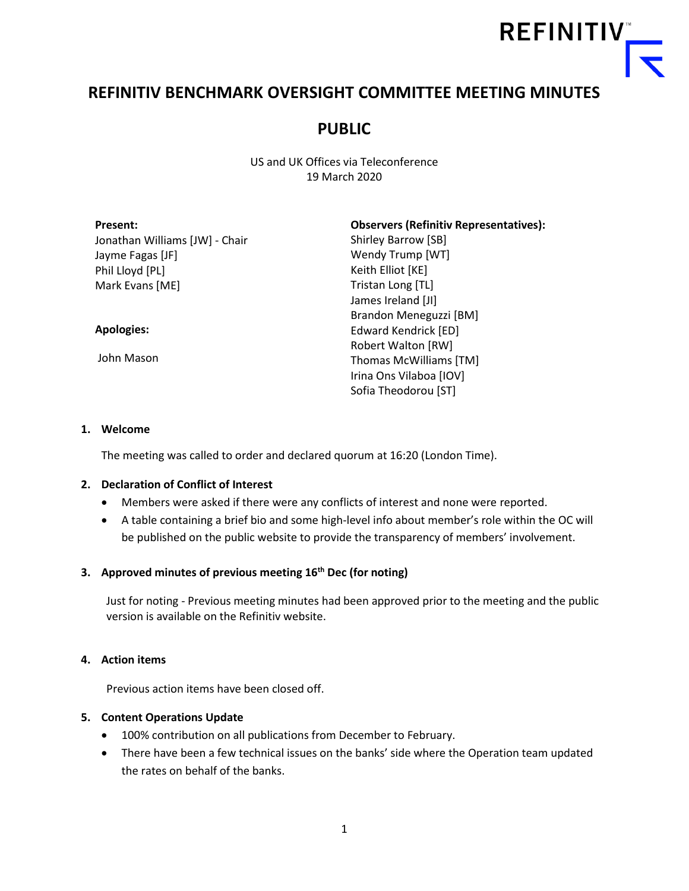# REFINITIV BENCHMARK OVERSIGHT COMMITTEE MEETING MINUTES

## PUBLIC

US and UK Offices via Teleconference
19 March 2020

**Present:**
Jonathan Williams [JW] - Chair
Jayme Fagas [JF]
Phil Lloyd [PL]
Mark Evans [ME]

**Apologies:**

John Mason

**Observers (Refinitiv Representatives):**
Shirley Barrow [SB]
Wendy Trump [WT]
Keith Elliot [KE]
Tristan Long [TL]
James Ireland [JI]
Brandon Meneguzzi [BM]
Edward Kendrick [ED]
Robert Walton [RW]
Thomas McWilliams [TM]
Irina Ons Vilaboa [IOV]
Sofia Theodorou [ST]

1. **Welcome**

   The meeting was called to order and declared quorum at 16:20 (London Time).

2. **Declaration of Conflict of Interest**
   - Members were asked if there were any conflicts of interest and none were reported.
   - A table containing a brief bio and some high-level info about member's role within the OC will be published on the public website to provide the transparency of members' involvement.

3. **Approved minutes of previous meeting 16th Dec (for noting)**

   Just for noting - Previous meeting minutes had been approved prior to the meeting and the public version is available on the Refinitiv website.

4. **Action items**

   Previous action items have been closed off.

5. **Content Operations Update**
   - 100% contribution on all publications from December to February.
   - There have been a few technical issues on the banks' side where the Operation team updated the rates on behalf of the banks.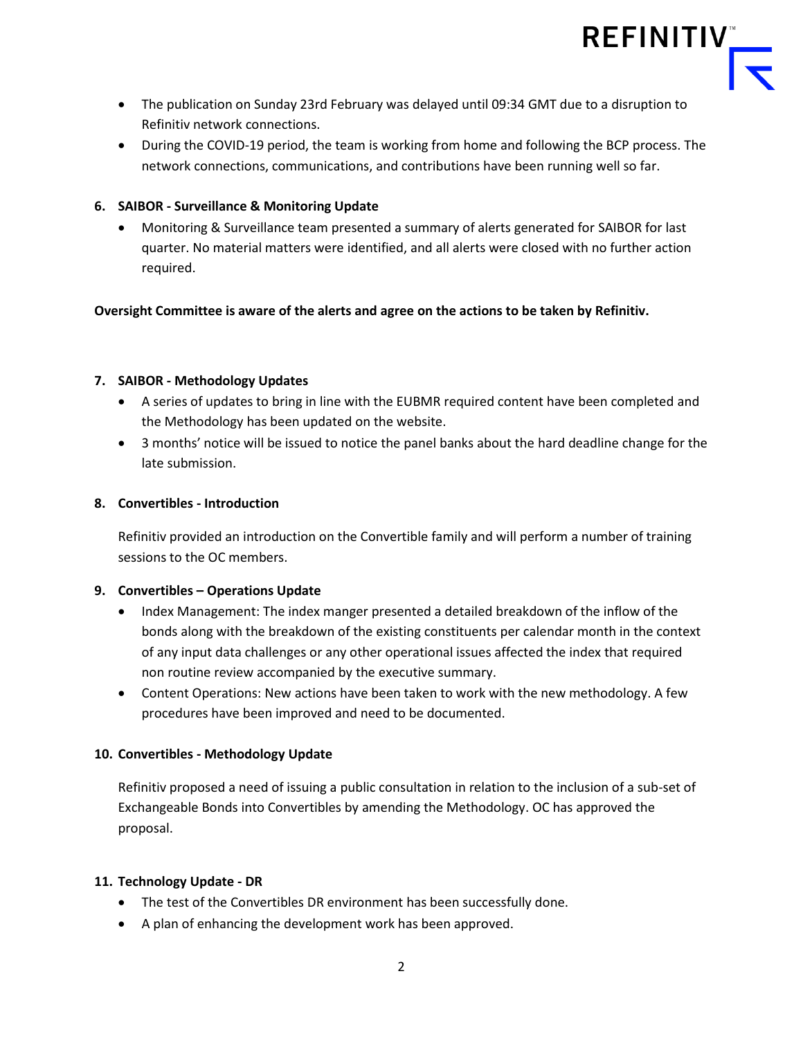- The publication on Sunday 23rd February was delayed until 09:34 GMT due to a disruption to Refinitiv network connections.
- During the COVID-19 period, the team is working from home and following the BCP process. The network connections, communications, and contributions have been running well so far.

**6. SAIBOR - Surveillance & Monitoring Update**

- Monitoring & Surveillance team presented a summary of alerts generated for SAIBOR for last quarter. No material matters were identified, and all alerts were closed with no further action required.

**Oversight Committee is aware of the alerts and agree on the actions to be taken by Refinitiv.**

**7. SAIBOR - Methodology Updates**

- A series of updates to bring in line with the EUBMR required content have been completed and the Methodology has been updated on the website.
- 3 months' notice will be issued to notice the panel banks about the hard deadline change for the late submission.

**8. Convertibles - Introduction**

Refinitiv provided an introduction on the Convertible family and will perform a number of training sessions to the OC members.

**9. Convertibles – Operations Update**

- Index Management: The index manger presented a detailed breakdown of the inflow of the bonds along with the breakdown of the existing constituents per calendar month in the context of any input data challenges or any other operational issues affected the index that required non routine review accompanied by the executive summary.
- Content Operations: New actions have been taken to work with the new methodology. A few procedures have been improved and need to be documented.

**10. Convertibles - Methodology Update**

Refinitiv proposed a need of issuing a public consultation in relation to the inclusion of a sub-set of Exchangeable Bonds into Convertibles by amending the Methodology. OC has approved the proposal.

**11. Technology Update - DR**

- The test of the Convertibles DR environment has been successfully done.
- A plan of enhancing the development work has been approved.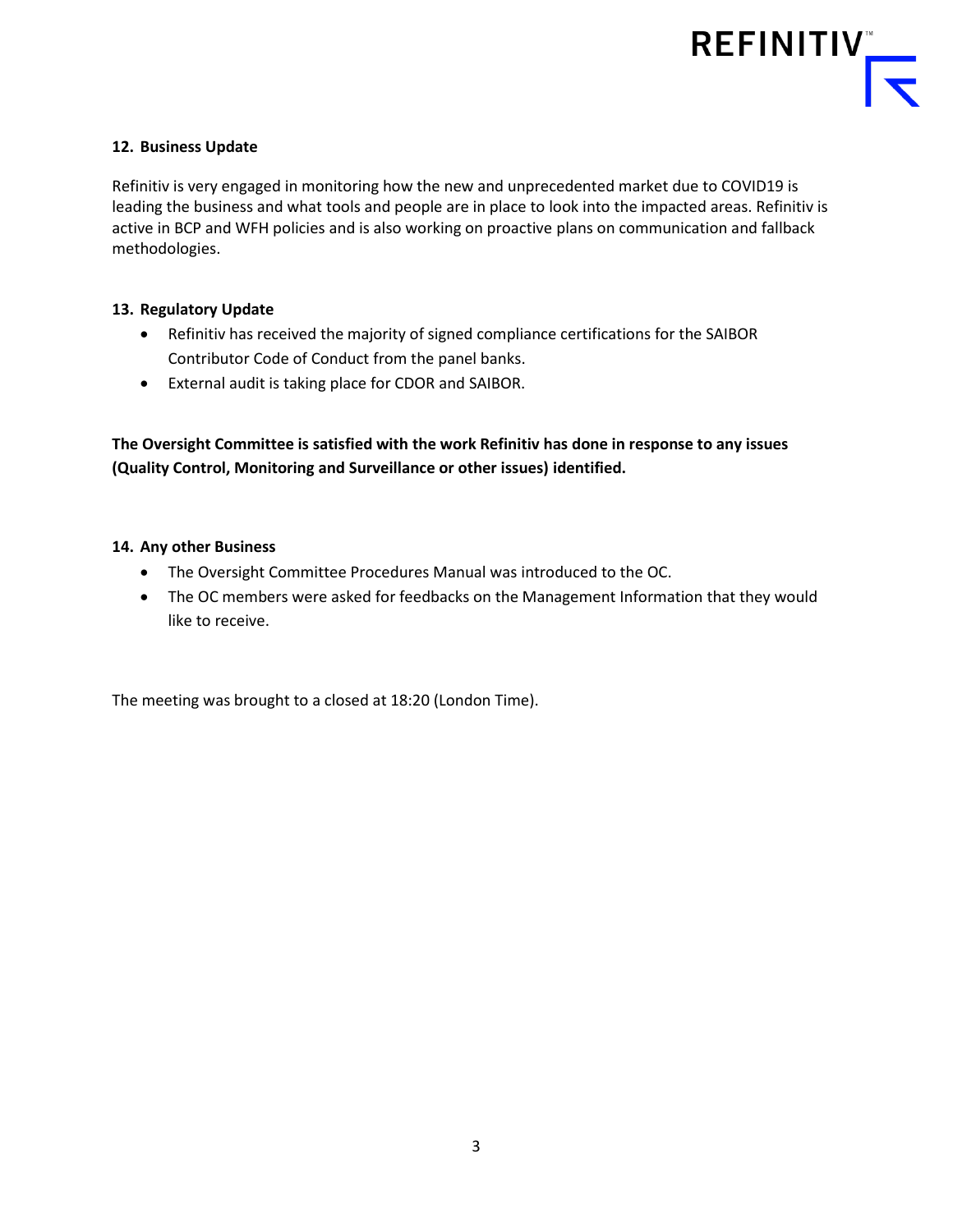#### 12. Business Update

Refinitiv is very engaged in monitoring how the new and unprecedented market due to COVID19 is leading the business and what tools and people are in place to look into the impacted areas. Refinitiv is active in BCP and WFH policies and is also working on proactive plans on communication and fallback methodologies.

#### 13. Regulatory Update

- Refinitiv has received the majority of signed compliance certifications for the SAIBOR Contributor Code of Conduct from the panel banks.
- External audit is taking place for CDOR and SAIBOR.

**The Oversight Committee is satisfied with the work Refinitiv has done in response to any issues (Quality Control, Monitoring and Surveillance or other issues) identified.**

#### 14. Any other Business

- The Oversight Committee Procedures Manual was introduced to the OC.
- The OC members were asked for feedbacks on the Management Information that they would like to receive.

The meeting was brought to a closed at 18:20 (London Time).